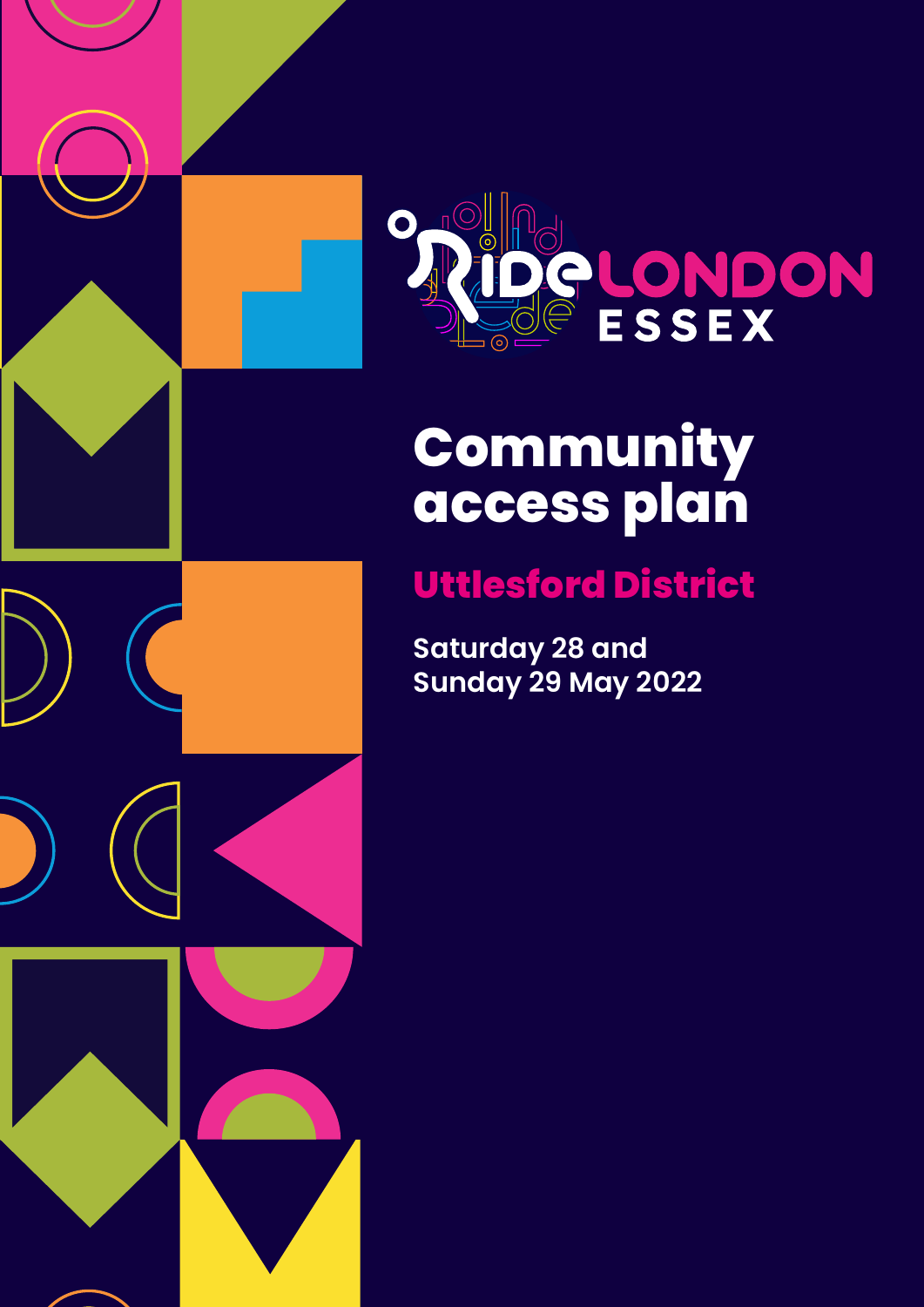RideLONDON ESSEX

# Community access plan

## Uttlesford District

Saturday 28 and
Sunday 29 May 2022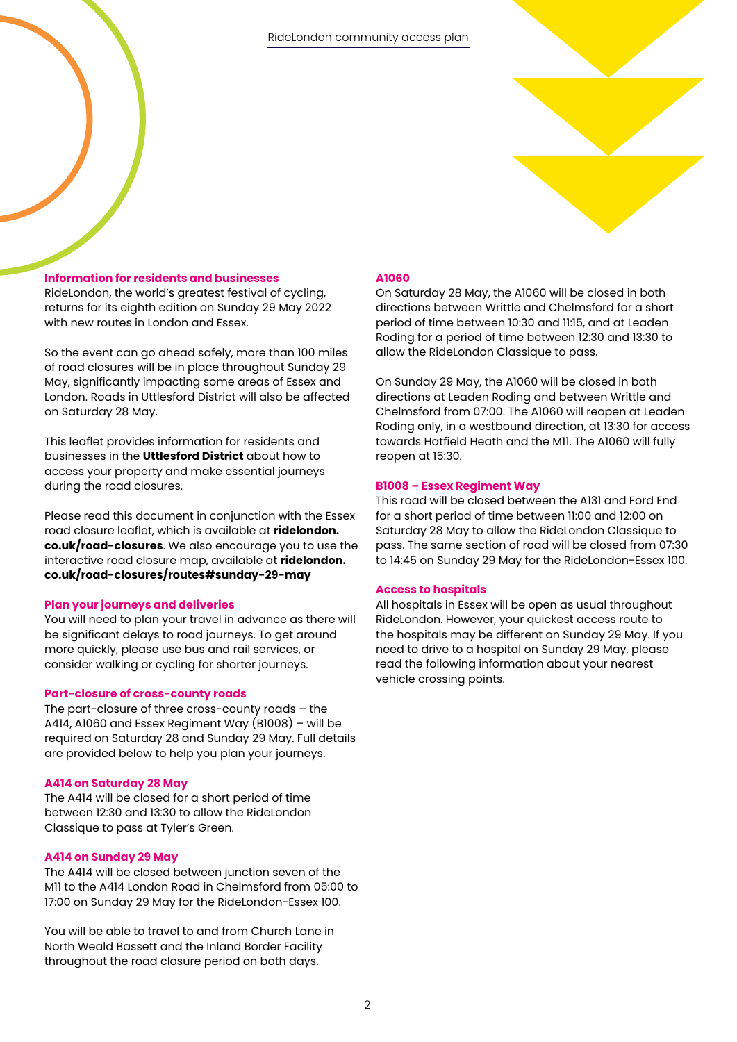### Information for residents and businesses

RideLondon, the world's greatest festival of cycling, returns for its eighth edition on Sunday 29 May 2022 with new routes in London and Essex.

So the event can go ahead safely, more than 100 miles of road closures will be in place throughout Sunday 29 May, significantly impacting some areas of Essex and London. Roads in Uttlesford District will also be affected on Saturday 28 May.

This leaflet provides information for residents and businesses in the **Uttlesford District** about how to access your property and make essential journeys during the road closures.

Please read this document in conjunction with the Essex road closure leaflet, which is available at **ridelondon.co.uk/road-closures**. We also encourage you to use the interactive road closure map, available at **ridelondon.co.uk/road-closures/routes#sunday-29-may**

### Plan your journeys and deliveries

You will need to plan your travel in advance as there will be significant delays to road journeys. To get around more quickly, please use bus and rail services, or consider walking or cycling for shorter journeys.

### Part-closure of cross-county roads

The part-closure of three cross-county roads – the A414, A1060 and Essex Regiment Way (B1008) – will be required on Saturday 28 and Sunday 29 May. Full details are provided below to help you plan your journeys.

### A414 on Saturday 28 May

The A414 will be closed for a short period of time between 12:30 and 13:30 to allow the RideLondon Classique to pass at Tyler's Green.

### A414 on Sunday 29 May

The A414 will be closed between junction seven of the M11 to the A414 London Road in Chelmsford from 05:00 to 17:00 on Sunday 29 May for the RideLondon-Essex 100.

You will be able to travel to and from Church Lane in North Weald Bassett and the Inland Border Facility throughout the road closure period on both days.

### A1060

On Saturday 28 May, the A1060 will be closed in both directions between Writtle and Chelmsford for a short period of time between 10:30 and 11:15, and at Leaden Roding for a period of time between 12:30 and 13:30 to allow the RideLondon Classique to pass.

On Sunday 29 May, the A1060 will be closed in both directions at Leaden Roding and between Writtle and Chelmsford from 07:00. The A1060 will reopen at Leaden Roding only, in a westbound direction, at 13:30 for access towards Hatfield Heath and the M11. The A1060 will fully reopen at 15:30.

### B1008 – Essex Regiment Way

This road will be closed between the A131 and Ford End for a short period of time between 11:00 and 12:00 on Saturday 28 May to allow the RideLondon Classique to pass. The same section of road will be closed from 07:30 to 14:45 on Sunday 29 May for the RideLondon-Essex 100.

### Access to hospitals

All hospitals in Essex will be open as usual throughout RideLondon. However, your quickest access route to the hospitals may be different on Sunday 29 May. If you need to drive to a hospital on Sunday 29 May, please read the following information about your nearest vehicle crossing points.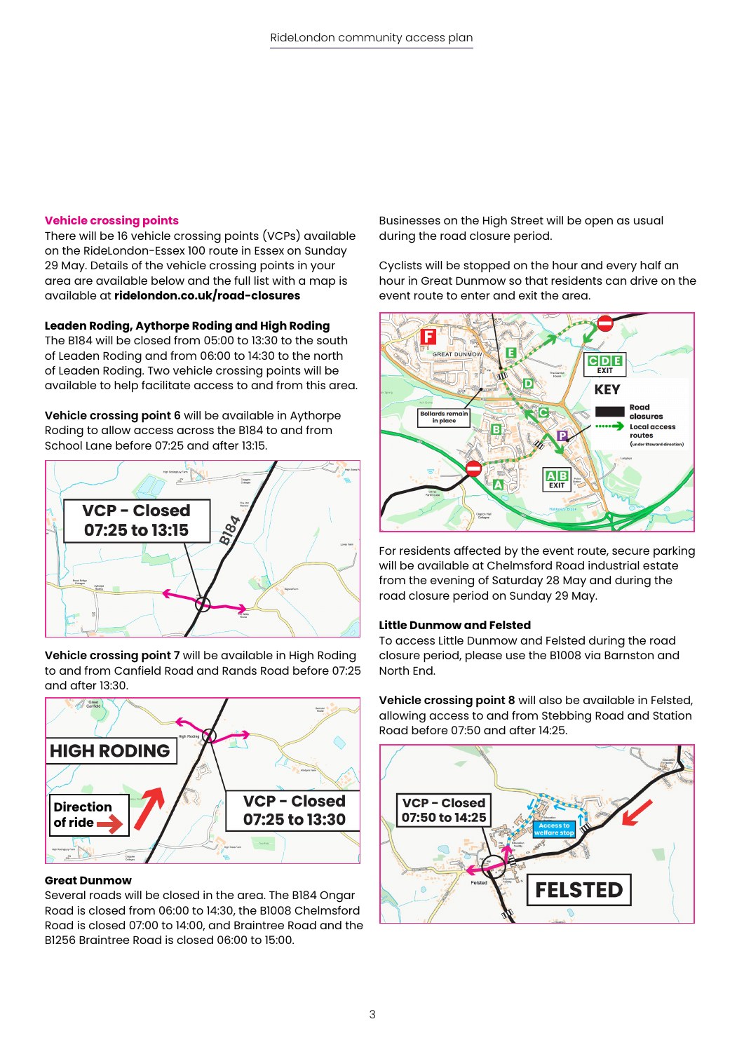## Vehicle crossing points

There will be 16 vehicle crossing points (VCPs) available on the RideLondon-Essex 100 route in Essex on Sunday 29 May. Details of the vehicle crossing points in your area are available below and the full list with a map is available at **ridelondon.co.uk/road-closures**

### Leaden Roding, Aythorpe Roding and High Roding

The B184 will be closed from 05:00 to 13:30 to the south of Leaden Roding and from 06:00 to 14:30 to the north of Leaden Roding. Two vehicle crossing points will be available to help facilitate access to and from this area.

**Vehicle crossing point 6** will be available in Aythorpe Roding to allow access across the B184 to and from School Lane before 07:25 and after 13:15.

**Vehicle crossing point 7** will be available in High Roding to and from Canfield Road and Rands Road before 07:25 and after 13:30.

### Great Dunmow

Several roads will be closed in the area. The B184 Ongar Road is closed from 06:00 to 14:30, the B1008 Chelmsford Road is closed 07:00 to 14:00, and Braintree Road and the B1256 Braintree Road is closed 06:00 to 15:00.

Businesses on the High Street will be open as usual during the road closure period.

Cyclists will be stopped on the hour and every half an hour in Great Dunmow so that residents can drive on the event route to enter and exit the area.

For residents affected by the event route, secure parking will be available at Chelmsford Road industrial estate from the evening of Saturday 28 May and during the road closure period on Sunday 29 May.

### Little Dunmow and Felsted

To access Little Dunmow and Felsted during the road closure period, please use the B1008 via Barnston and North End.

**Vehicle crossing point 8** will also be available in Felsted, allowing access to and from Stebbing Road and Station Road before 07:50 and after 14:25.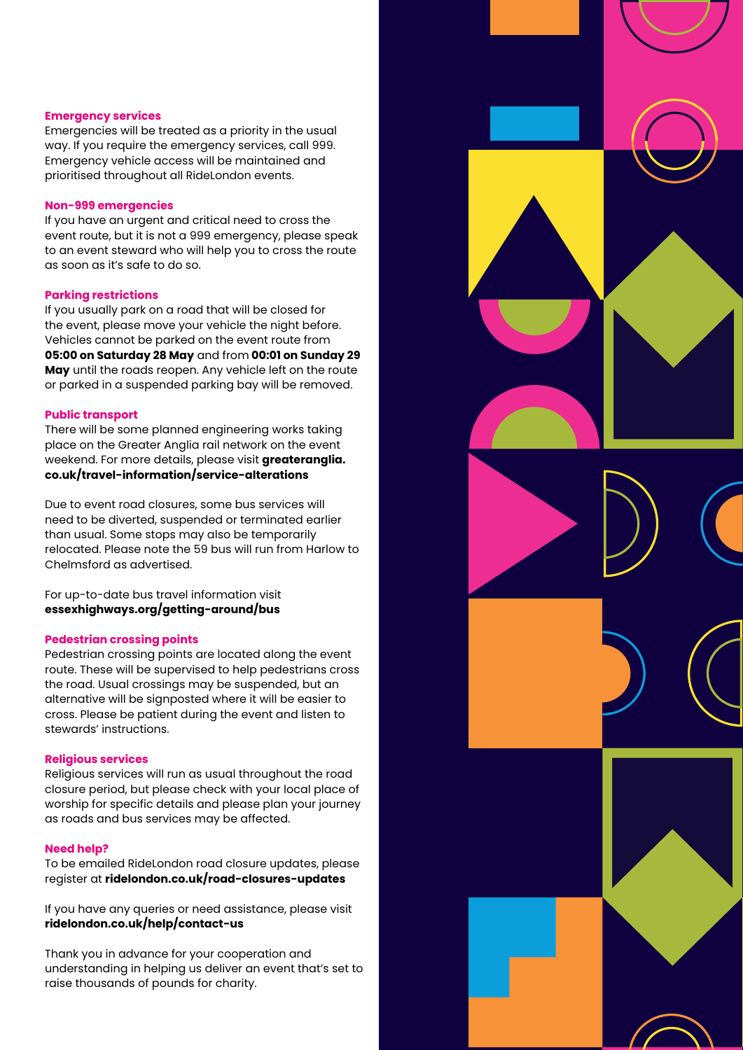### Emergency services

Emergencies will be treated as a priority in the usual way. If you require the emergency services, call 999. Emergency vehicle access will be maintained and prioritised throughout all RideLondon events.

### Non-999 emergencies

If you have an urgent and critical need to cross the event route, but it is not a 999 emergency, please speak to an event steward who will help you to cross the route as soon as it's safe to do so.

### Parking restrictions

If you usually park on a road that will be closed for the event, please move your vehicle the night before. Vehicles cannot be parked on the event route from **05:00 on Saturday 28 May** and from **00:01 on Sunday 29 May** until the roads reopen. Any vehicle left on the route or parked in a suspended parking bay will be removed.

### Public transport

There will be some planned engineering works taking place on the Greater Anglia rail network on the event weekend. For more details, please visit **greateranglia.co.uk/travel-information/service-alterations**

Due to event road closures, some bus services will need to be diverted, suspended or terminated earlier than usual. Some stops may also be temporarily relocated. Please note the 59 bus will run from Harlow to Chelmsford as advertised.

For up-to-date bus travel information visit **essexhighways.org/getting-around/bus**

### Pedestrian crossing points

Pedestrian crossing points are located along the event route. These will be supervised to help pedestrians cross the road. Usual crossings may be suspended, but an alternative will be signposted where it will be easier to cross. Please be patient during the event and listen to stewards' instructions.

### Religious services

Religious services will run as usual throughout the road closure period, but please check with your local place of worship for specific details and please plan your journey as roads and bus services may be affected.

### Need help?

To be emailed RideLondon road closure updates, please register at **ridelondon.co.uk/road-closures-updates**

If you have any queries or need assistance, please visit **ridelondon.co.uk/help/contact-us**

Thank you in advance for your cooperation and understanding in helping us deliver an event that's set to raise thousands of pounds for charity.